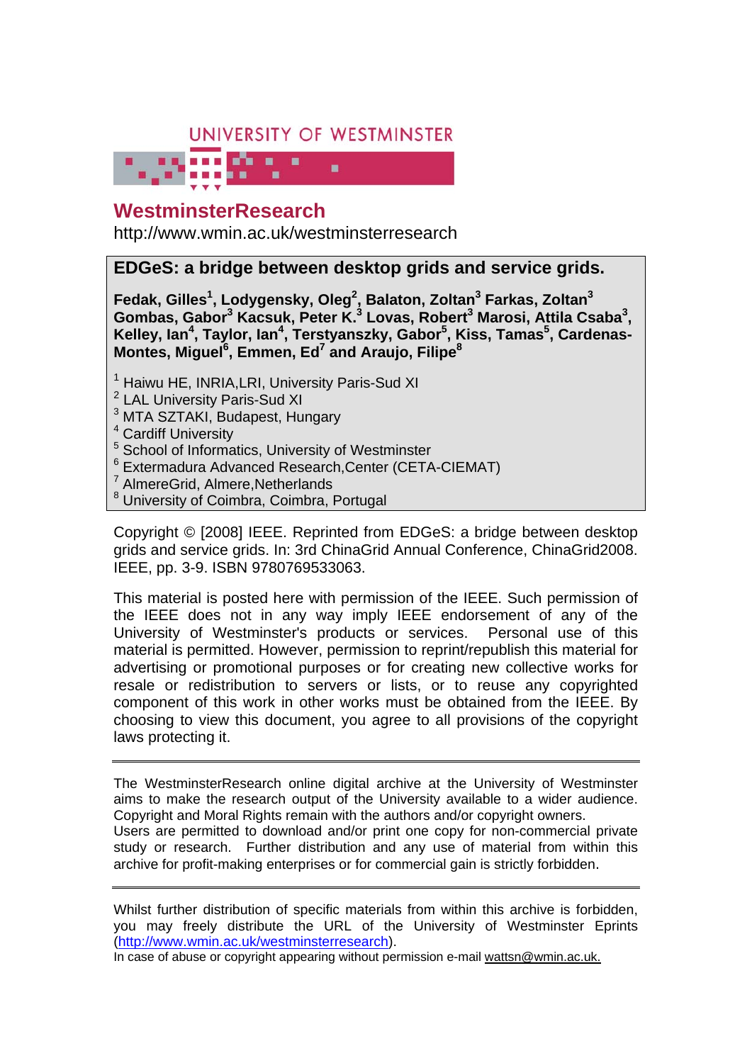UNIVERSITY OF WESTMINSTER

# WestminsterResearch

http://www.wmin.ac.uk/westminsterresearch

## EDGeS: a bridge between desktop grids and service grids.

**Fedak, Gilles[1], Lodygensky, Oleg[2], Balaton, Zoltan[3] Farkas, Zoltan[3] Gombas, Gabor[3] Kacsuk, Peter K.[3] Lovas, Robert[3] Marosi, Attila Csaba[3], Kelley, Ian[4], Taylor, Ian[4], Terstyanszky, Gabor[5], Kiss, Tamas[5], Cardenas-Montes, Miguel[6], Emmen, Ed[7] and Araujo, Filipe[8]**

[1] Haiwu HE, INRIA,LRI, University Paris-Sud XI
[2] LAL University Paris-Sud XI
[3] MTA SZTAKI, Budapest, Hungary
[4] Cardiff University
[5] School of Informatics, University of Westminster
[6] Extermadura Advanced Research,Center (CETA-CIEMAT)
[7] AlmereGrid, Almere,Netherlands
[8] University of Coimbra, Coimbra, Portugal

Copyright © [2008] IEEE. Reprinted from EDGeS: a bridge between desktop grids and service grids. In: 3rd ChinaGrid Annual Conference, ChinaGrid2008. IEEE, pp. 3-9. ISBN 9780769533063.

This material is posted here with permission of the IEEE. Such permission of the IEEE does not in any way imply IEEE endorsement of any of the University of Westminster's products or services. Personal use of this material is permitted. However, permission to reprint/republish this material for advertising or promotional purposes or for creating new collective works for resale or redistribution to servers or lists, or to reuse any copyrighted component of this work in other works must be obtained from the IEEE. By choosing to view this document, you agree to all provisions of the copyright laws protecting it.

---

The WestminsterResearch online digital archive at the University of Westminster aims to make the research output of the University available to a wider audience. Copyright and Moral Rights remain with the authors and/or copyright owners.
Users are permitted to download and/or print one copy for non-commercial private study or research. Further distribution and any use of material from within this archive for profit-making enterprises or for commercial gain is strictly forbidden.

---

Whilst further distribution of specific materials from within this archive is forbidden, you may freely distribute the URL of the University of Westminster Eprints (http://www.wmin.ac.uk/westminsterresearch).

In case of abuse or copyright appearing without permission e-mail wattsn@wmin.ac.uk.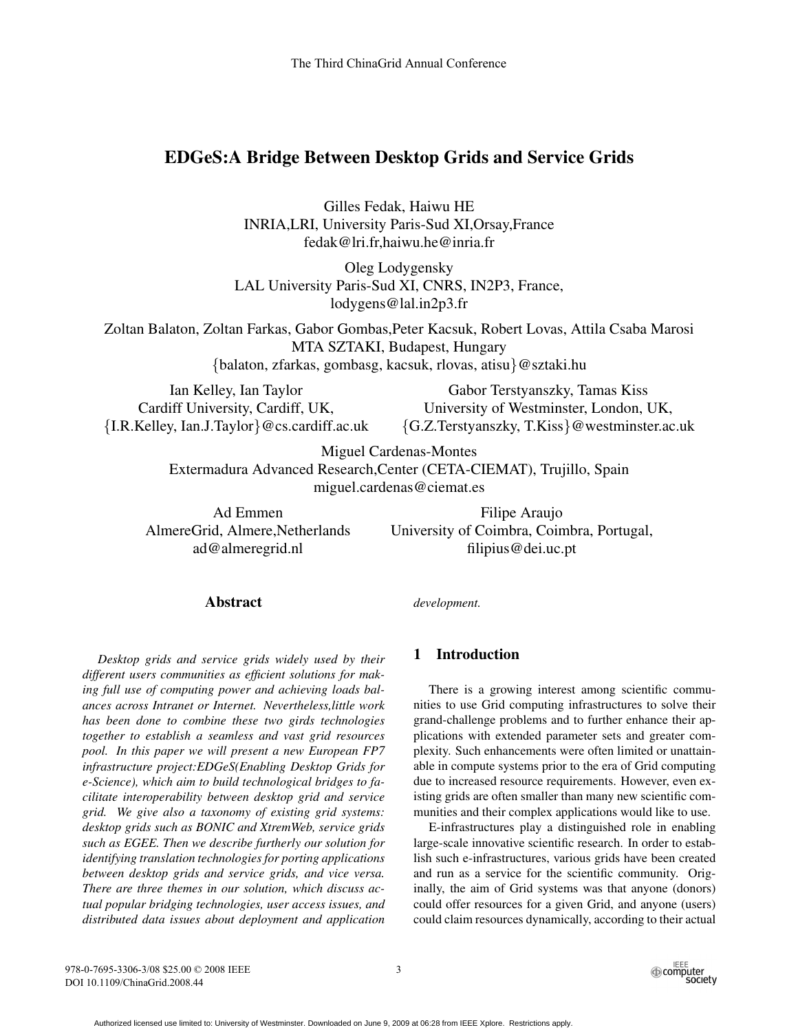# EDGeS:A Bridge Between Desktop Grids and Service Grids

Gilles Fedak, Haiwu HE
INRIA,LRI, University Paris-Sud XI,Orsay,France
fedak@lri.fr,haiwu.he@inria.fr

Oleg Lodygensky
LAL University Paris-Sud XI, CNRS, IN2P3, France,
lodygens@lal.in2p3.fr

Zoltan Balaton, Zoltan Farkas, Gabor Gombas,Peter Kacsuk, Robert Lovas, Attila Csaba Marosi
MTA SZTAKI, Budapest, Hungary
{balaton, zfarkas, gombasg, kacsuk, rlovas, atisu}@sztaki.hu

Ian Kelley, Ian Taylor
Cardiff University, Cardiff, UK,
{I.R.Kelley, Ian.J.Taylor}@cs.cardiff.ac.uk

Gabor Terstyanszky, Tamas Kiss
University of Westminster, London, UK,
{G.Z.Terstyanszky, T.Kiss}@westminster.ac.uk

Miguel Cardenas-Montes
Extermadura Advanced Research,Center (CETA-CIEMAT), Trujillo, Spain
miguel.cardenas@ciemat.es

Ad Emmen
AlmereGrid, Almere,Netherlands
ad@almeregrid.nl

Filipe Araujo
University of Coimbra, Coimbra, Portugal,
filipius@dei.uc.pt

## Abstract

*Desktop grids and service grids widely used by their different users communities as efficient solutions for making full use of computing power and achieving loads balances across Intranet or Internet. Nevertheless,little work has been done to combine these two girds technologies together to establish a seamless and vast grid resources pool. In this paper we will present a new European FP7 infrastructure project:EDGeS(Enabling Desktop Grids for e-Science), which aim to build technological bridges to facilitate interoperability between desktop grid and service grid. We give also a taxonomy of existing grid systems: desktop grids such as BONIC and XtremWeb, service grids such as EGEE. Then we describe furtherly our solution for identifying translation technologies for porting applications between desktop grids and service grids, and vice versa. There are three themes in our solution, which discuss actual popular bridging technologies, user access issues, and distributed data issues about deployment and application development.*

## 1 Introduction

There is a growing interest among scientific communities to use Grid computing infrastructures to solve their grand-challenge problems and to further enhance their applications with extended parameter sets and greater complexity. Such enhancements were often limited or unattainable in compute systems prior to the era of Grid computing due to increased resource requirements. However, even existing grids are often smaller than many new scientific communities and their complex applications would like to use.

E-infrastructures play a distinguished role in enabling large-scale innovative scientific research. In order to establish such e-infrastructures, various grids have been created and run as a service for the scientific community. Originally, the aim of Grid systems was that anyone (donors) could offer resources for a given Grid, and anyone (users) could claim resources dynamically, according to their actual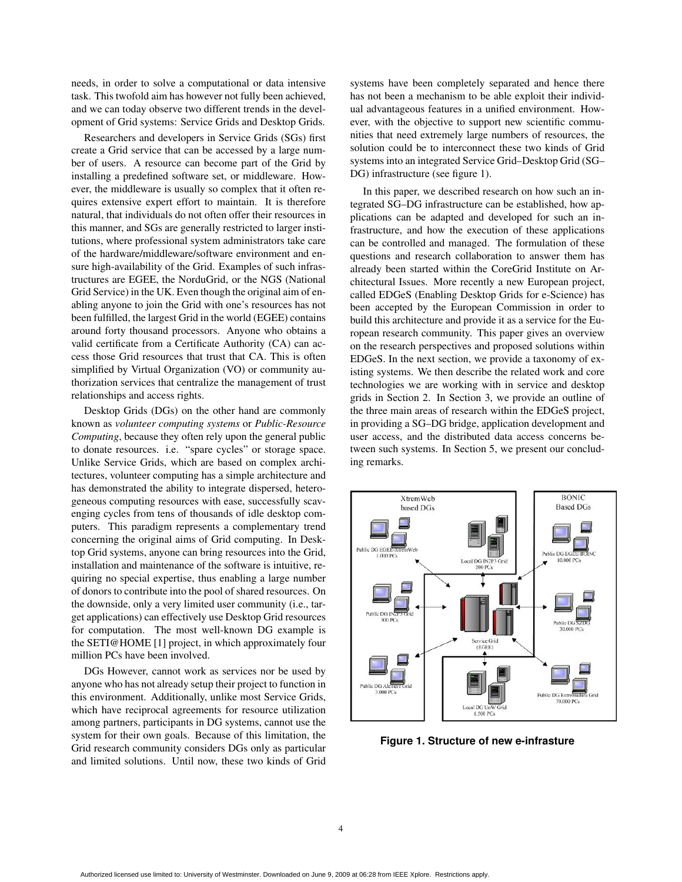needs, in order to solve a computational or data intensive task. This twofold aim has however not fully been achieved, and we can today observe two different trends in the development of Grid systems: Service Grids and Desktop Grids.

Researchers and developers in Service Grids (SGs) first create a Grid service that can be accessed by a large number of users. A resource can become part of the Grid by installing a predefined software set, or middleware. However, the middleware is usually so complex that it often requires extensive expert effort to maintain. It is therefore natural, that individuals do not often offer their resources in this manner, and SGs are generally restricted to larger institutions, where professional system administrators take care of the hardware/middleware/software environment and ensure high-availability of the Grid. Examples of such infrastructures are EGEE, the NorduGrid, or the NGS (National Grid Service) in the UK. Even though the original aim of enabling anyone to join the Grid with one's resources has not been fulfilled, the largest Grid in the world (EGEE) contains around forty thousand processors. Anyone who obtains a valid certificate from a Certificate Authority (CA) can access those Grid resources that trust that CA. This is often simplified by Virtual Organization (VO) or community authorization services that centralize the management of trust relationships and access rights.

Desktop Grids (DGs) on the other hand are commonly known as *volunteer computing systems* or *Public-Resource Computing*, because they often rely upon the general public to donate resources. i.e. "spare cycles" or storage space. Unlike Service Grids, which are based on complex architectures, volunteer computing has a simple architecture and has demonstrated the ability to integrate dispersed, heterogeneous computing resources with ease, successfully scavenging cycles from tens of thousands of idle desktop computers. This paradigm represents a complementary trend concerning the original aims of Grid computing. In Desktop Grid systems, anyone can bring resources into the Grid, installation and maintenance of the software is intuitive, requiring no special expertise, thus enabling a large number of donors to contribute into the pool of shared resources. On the downside, only a very limited user community (i.e., target applications) can effectively use Desktop Grid resources for computation. The most well-known DG example is the SETI@HOME [1] project, in which approximately four million PCs have been involved.

DGs However, cannot work as services nor be used by anyone who has not already setup their project to function in this environment. Additionally, unlike most Service Grids, which have reciprocal agreements for resource utilization among partners, participants in DG systems, cannot use the system for their own goals. Because of this limitation, the Grid research community considers DGs only as particular and limited solutions. Until now, these two kinds of Grid systems have been completely separated and hence there has not been a mechanism to be able exploit their individual advantageous features in a unified environment. However, with the objective to support new scientific communities that need extremely large numbers of resources, the solution could be to interconnect these two kinds of Grid systems into an integrated Service Grid–Desktop Grid (SG–DG) infrastructure (see figure 1).

In this paper, we described research on how such an integrated SG–DG infrastructure can be established, how applications can be adapted and developed for such an infrastructure, and how the execution of these applications can be controlled and managed. The formulation of these questions and research collaboration to answer them has already been started within the CoreGrid Institute on Architectural Issues. More recently a new European project, called EDGeS (Enabling Desktop Grids for e-Science) has been accepted by the European Commission in order to build this architecture and provide it as a service for the European research community. This paper gives an overview on the research perspectives and proposed solutions within EDGeS. In the next section, we provide a taxonomy of existing systems. We then describe the related work and core technologies we are working with in service and desktop grids in Section 2. In Section 3, we provide an outline of the three main areas of research within the EDGeS project, in providing a SG–DG bridge, application development and user access, and the distributed data access concerns between such systems. In Section 5, we present our concluding remarks.

**Figure 1. Structure of new e-infrasture**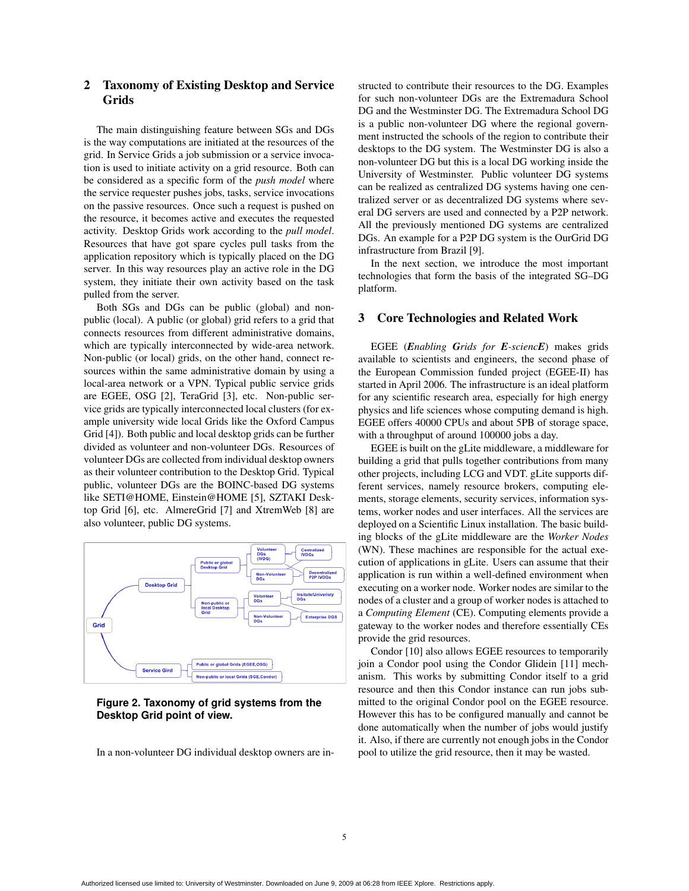## 2 Taxonomy of Existing Desktop and Service Grids

The main distinguishing feature between SGs and DGs is the way computations are initiated at the resources of the grid. In Service Grids a job submission or a service invocation is used to initiate activity on a grid resource. Both can be considered as a specific form of the *push model* where the service requester pushes jobs, tasks, service invocations on the passive resources. Once such a request is pushed on the resource, it becomes active and executes the requested activity. Desktop Grids work according to the *pull model*. Resources that have got spare cycles pull tasks from the application repository which is typically placed on the DG server. In this way resources play an active role in the DG system, they initiate their own activity based on the task pulled from the server.

Both SGs and DGs can be public (global) and non-public (local). A public (or global) grid refers to a grid that connects resources from different administrative domains, which are typically interconnected by wide-area network. Non-public (or local) grids, on the other hand, connect resources within the same administrative domain by using a local-area network or a VPN. Typical public service grids are EGEE, OSG [2], TeraGrid [3], etc. Non-public service grids are typically interconnected local clusters (for example university wide local Grids like the Oxford Campus Grid [4]). Both public and local desktop grids can be further divided as volunteer and non-volunteer DGs. Resources of volunteer DGs are collected from individual desktop owners as their volunteer contribution to the Desktop Grid. Typical public, volunteer DGs are the BOINC-based DG systems like SETI@HOME, Einstein@HOME [5], SZTAKI Desktop Grid [6], etc. AlmereGrid [7] and XtremWeb [8] are also volunteer, public DG systems.

Grid
Desktop Grid
Public or global Desktop Grid
Volunteer DGs (IVDG)
Centralized IVDGs
Decentralized P2P IVDGs
Non-Volunteer DGs
Non-public or local Desktop Grid
Volunteer DGs
Insitute/University DGs
Non-Volunteer DGs
Enterprise DGS
Service Gird
Public or global Grids (EGEE,OSG)
Non-public or local Grids (SGE,Condor)

**Figure 2. Taxonomy of grid systems from the Desktop Grid point of view.**

In a non-volunteer DG individual desktop owners are instructed to contribute their resources to the DG. Examples for such non-volunteer DGs are the Extremadura School DG and the Westminster DG. The Extremadura School DG is a public non-volunteer DG where the regional government instructed the schools of the region to contribute their desktops to the DG system. The Westminster DG is also a non-volunteer DG but this is a local DG working inside the University of Westminster. Public volunteer DG systems can be realized as centralized DG systems having one centralized server or as decentralized DG systems where several DG servers are used and connected by a P2P network. All the previously mentioned DG systems are centralized DGs. An example for a P2P DG system is the OurGrid DG infrastructure from Brazil [9].

In the next section, we introduce the most important technologies that form the basis of the integrated SG–DG platform.

## 3 Core Technologies and Related Work

EGEE (***E**nabling **G**rids for **E**-scienc**E***) makes grids available to scientists and engineers, the second phase of the European Commission funded project (EGEE-II) has started in April 2006. The infrastructure is an ideal platform for any scientific research area, especially for high energy physics and life sciences whose computing demand is high. EGEE offers 40000 CPUs and about 5PB of storage space, with a throughput of around 100000 jobs a day.

EGEE is built on the gLite middleware, a middleware for building a grid that pulls together contributions from many other projects, including LCG and VDT. gLite supports different services, namely resource brokers, computing elements, storage elements, security services, information systems, worker nodes and user interfaces. All the services are deployed on a Scientific Linux installation. The basic building blocks of the gLite middleware are the *Worker Nodes* (WN). These machines are responsible for the actual execution of applications in gLite. Users can assume that their application is run within a well-defined environment when executing on a worker node. Worker nodes are similar to the nodes of a cluster and a group of worker nodes is attached to a *Computing Element* (CE). Computing elements provide a gateway to the worker nodes and therefore essentially CEs provide the grid resources.

Condor [10] also allows EGEE resources to temporarily join a Condor pool using the Condor Glidein [11] mechanism. This works by submitting Condor itself to a grid resource and then this Condor instance can run jobs submitted to the original Condor pool on the EGEE resource. However this has to be configured manually and cannot be done automatically when the number of jobs would justify it. Also, if there are currently not enough jobs in the Condor pool to utilize the grid resource, then it may be wasted.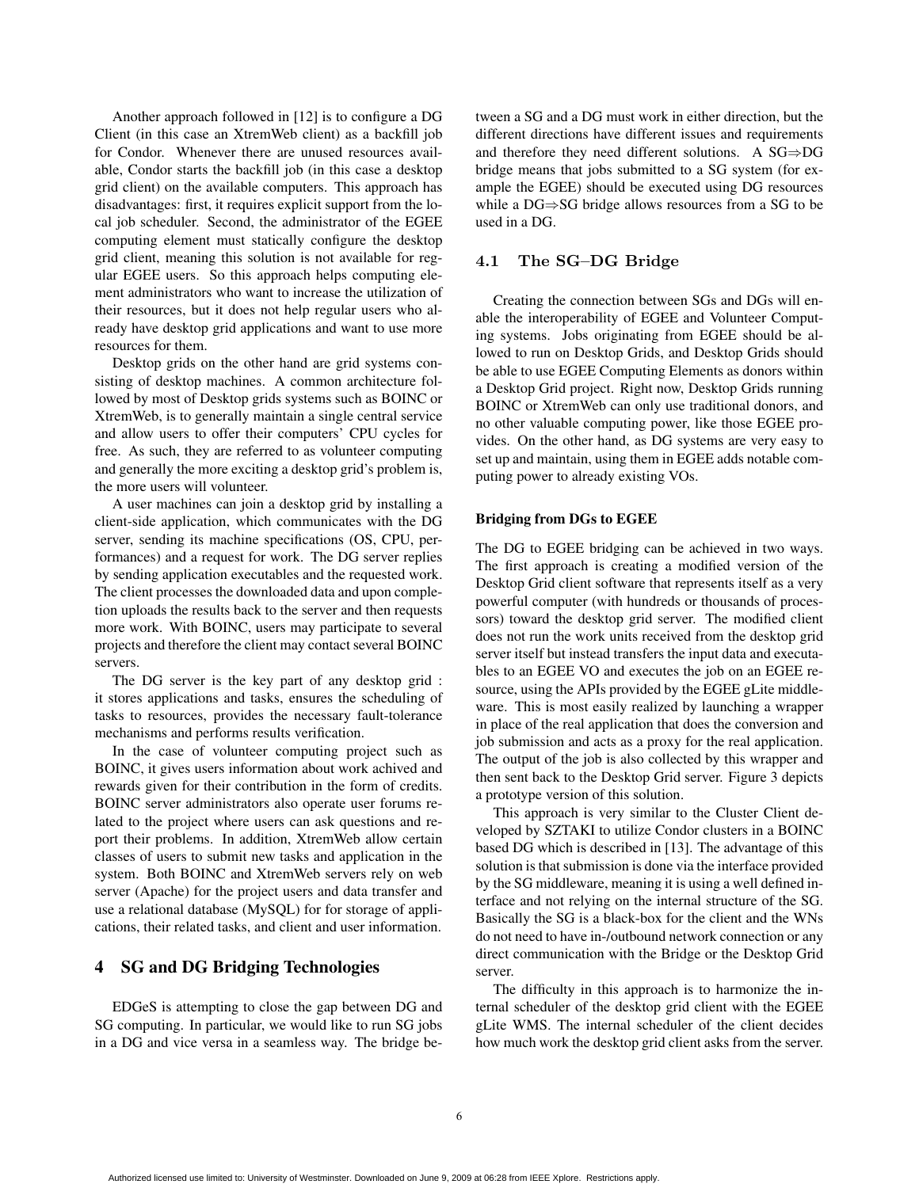Another approach followed in [12] is to configure a DG Client (in this case an XtremWeb client) as a backfill job for Condor. Whenever there are unused resources available, Condor starts the backfill job (in this case a desktop grid client) on the available computers. This approach has disadvantages: first, it requires explicit support from the local job scheduler. Second, the administrator of the EGEE computing element must statically configure the desktop grid client, meaning this solution is not available for regular EGEE users. So this approach helps computing element administrators who want to increase the utilization of their resources, but it does not help regular users who already have desktop grid applications and want to use more resources for them.

Desktop grids on the other hand are grid systems consisting of desktop machines. A common architecture followed by most of Desktop grids systems such as BOINC or XtremWeb, is to generally maintain a single central service and allow users to offer their computers' CPU cycles for free. As such, they are referred to as volunteer computing and generally the more exciting a desktop grid's problem is, the more users will volunteer.

A user machines can join a desktop grid by installing a client-side application, which communicates with the DG server, sending its machine specifications (OS, CPU, performances) and a request for work. The DG server replies by sending application executables and the requested work. The client processes the downloaded data and upon completion uploads the results back to the server and then requests more work. With BOINC, users may participate to several projects and therefore the client may contact several BOINC servers.

The DG server is the key part of any desktop grid : it stores applications and tasks, ensures the scheduling of tasks to resources, provides the necessary fault-tolerance mechanisms and performs results verification.

In the case of volunteer computing project such as BOINC, it gives users information about work achived and rewards given for their contribution in the form of credits. BOINC server administrators also operate user forums related to the project where users can ask questions and report their problems. In addition, XtremWeb allow certain classes of users to submit new tasks and application in the system. Both BOINC and XtremWeb servers rely on web server (Apache) for the project users and data transfer and use a relational database (MySQL) for for storage of applications, their related tasks, and client and user information.

# 4 SG and DG Bridging Technologies

EDGeS is attempting to close the gap between DG and SG computing. In particular, we would like to run SG jobs in a DG and vice versa in a seamless way. The bridge between a SG and a DG must work in either direction, but the different directions have different issues and requirements and therefore they need different solutions. A SG⇒DG bridge means that jobs submitted to a SG system (for example the EGEE) should be executed using DG resources while a DG⇒SG bridge allows resources from a SG to be used in a DG.

## 4.1 The SG–DG Bridge

Creating the connection between SGs and DGs will enable the interoperability of EGEE and Volunteer Computing systems. Jobs originating from EGEE should be allowed to run on Desktop Grids, and Desktop Grids should be able to use EGEE Computing Elements as donors within a Desktop Grid project. Right now, Desktop Grids running BOINC or XtremWeb can only use traditional donors, and no other valuable computing power, like those EGEE provides. On the other hand, as DG systems are very easy to set up and maintain, using them in EGEE adds notable computing power to already existing VOs.

### Bridging from DGs to EGEE

The DG to EGEE bridging can be achieved in two ways. The first approach is creating a modified version of the Desktop Grid client software that represents itself as a very powerful computer (with hundreds or thousands of processors) toward the desktop grid server. The modified client does not run the work units received from the desktop grid server itself but instead transfers the input data and executables to an EGEE VO and executes the job on an EGEE resource, using the APIs provided by the EGEE gLite middleware. This is most easily realized by launching a wrapper in place of the real application that does the conversion and job submission and acts as a proxy for the real application. The output of the job is also collected by this wrapper and then sent back to the Desktop Grid server. Figure 3 depicts a prototype version of this solution.

This approach is very similar to the Cluster Client developed by SZTAKI to utilize Condor clusters in a BOINC based DG which is described in [13]. The advantage of this solution is that submission is done via the interface provided by the SG middleware, meaning it is using a well defined interface and not relying on the internal structure of the SG. Basically the SG is a black-box for the client and the WNs do not need to have in-/outbound network connection or any direct communication with the Bridge or the Desktop Grid server.

The difficulty in this approach is to harmonize the internal scheduler of the desktop grid client with the EGEE gLite WMS. The internal scheduler of the client decides how much work the desktop grid client asks from the server.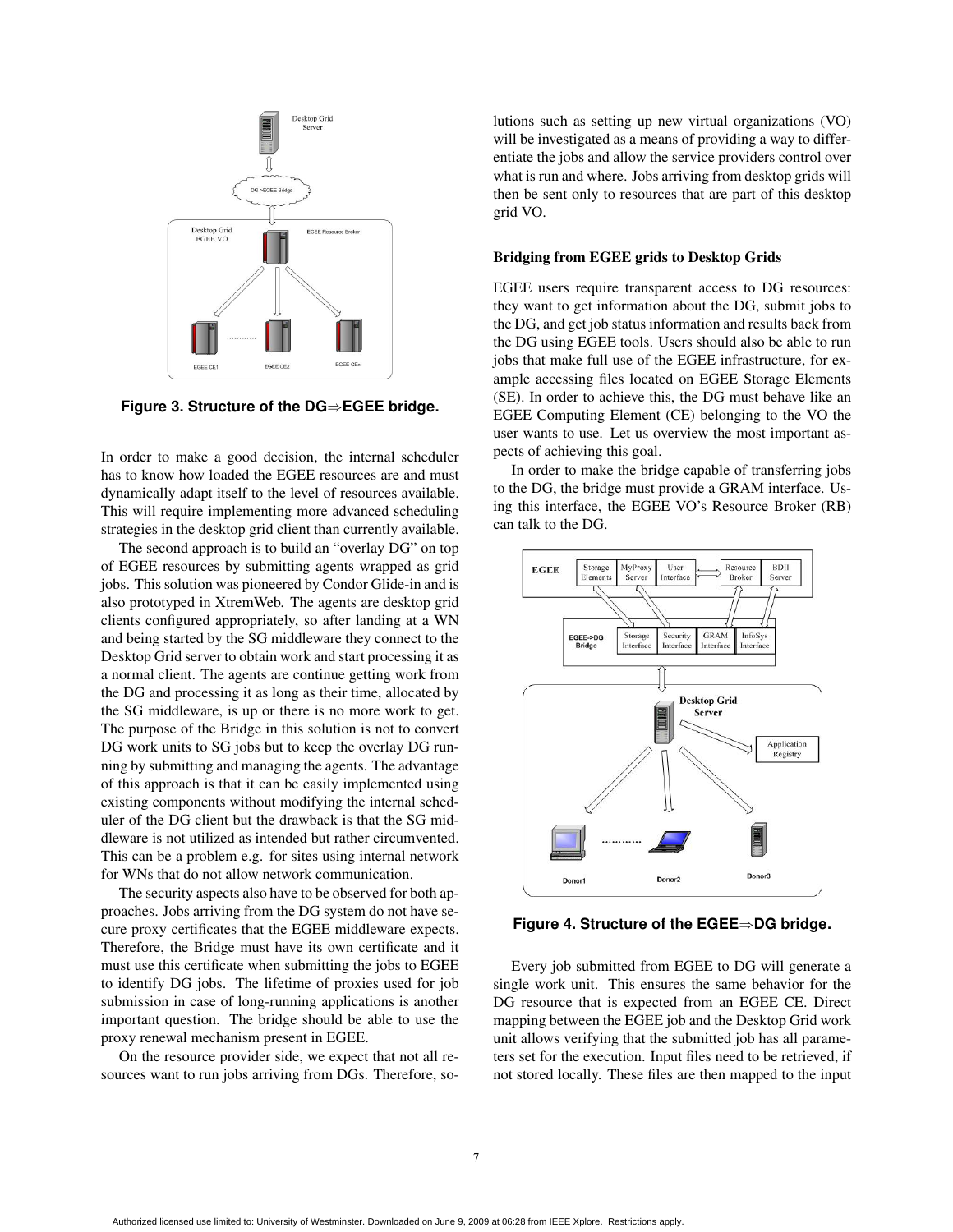Figure 3. Structure of the DG⇒EGEE bridge.

In order to make a good decision, the internal scheduler has to know how loaded the EGEE resources are and must dynamically adapt itself to the level of resources available. This will require implementing more advanced scheduling strategies in the desktop grid client than currently available.

The second approach is to build an "overlay DG" on top of EGEE resources by submitting agents wrapped as grid jobs. This solution was pioneered by Condor Glide-in and is also prototyped in XtremWeb. The agents are desktop grid clients configured appropriately, so after landing at a WN and being started by the SG middleware they connect to the Desktop Grid server to obtain work and start processing it as a normal client. The agents are continue getting work from the DG and processing it as long as their time, allocated by the SG middleware, is up or there is no more work to get. The purpose of the Bridge in this solution is not to convert DG work units to SG jobs but to keep the overlay DG running by submitting and managing the agents. The advantage of this approach is that it can be easily implemented using existing components without modifying the internal scheduler of the DG client but the drawback is that the SG middleware is not utilized as intended but rather circumvented. This can be a problem e.g. for sites using internal network for WNs that do not allow network communication.

The security aspects also have to be observed for both approaches. Jobs arriving from the DG system do not have secure proxy certificates that the EGEE middleware expects. Therefore, the Bridge must have its own certificate and it must use this certificate when submitting the jobs to EGEE to identify DG jobs. The lifetime of proxies used for job submission in case of long-running applications is another important question. The bridge should be able to use the proxy renewal mechanism present in EGEE.

On the resource provider side, we expect that not all resources want to run jobs arriving from DGs. Therefore, solutions such as setting up new virtual organizations (VO) will be investigated as a means of providing a way to differentiate the jobs and allow the service providers control over what is run and where. Jobs arriving from desktop grids will then be sent only to resources that are part of this desktop grid VO.

### Bridging from EGEE grids to Desktop Grids

EGEE users require transparent access to DG resources: they want to get information about the DG, submit jobs to the DG, and get job status information and results back from the DG using EGEE tools. Users should also be able to run jobs that make full use of the EGEE infrastructure, for example accessing files located on EGEE Storage Elements (SE). In order to achieve this, the DG must behave like an EGEE Computing Element (CE) belonging to the VO the user wants to use. Let us overview the most important aspects of achieving this goal.

In order to make the bridge capable of transferring jobs to the DG, the bridge must provide a GRAM interface. Using this interface, the EGEE VO's Resource Broker (RB) can talk to the DG.

Figure 4. Structure of the EGEE⇒DG bridge.

Every job submitted from EGEE to DG will generate a single work unit. This ensures the same behavior for the DG resource that is expected from an EGEE CE. Direct mapping between the EGEE job and the Desktop Grid work unit allows verifying that the submitted job has all parameters set for the execution. Input files need to be retrieved, if not stored locally. These files are then mapped to the input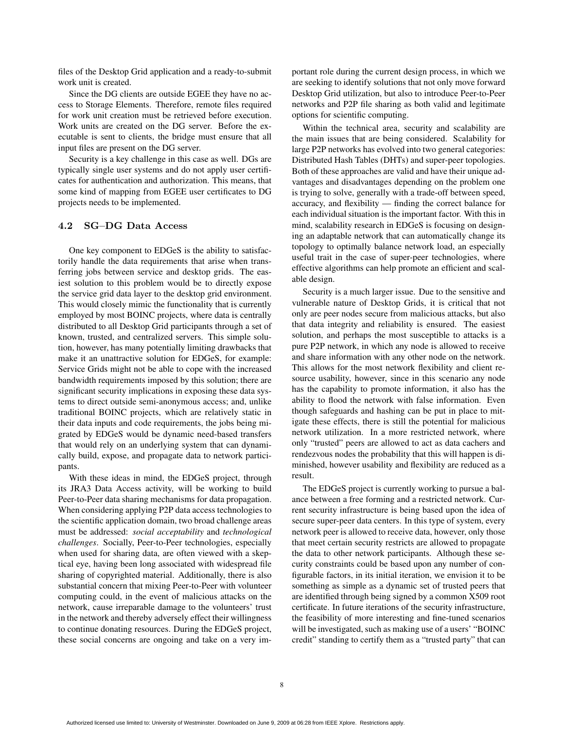files of the Desktop Grid application and a ready-to-submit work unit is created.

Since the DG clients are outside EGEE they have no access to Storage Elements. Therefore, remote files required for work unit creation must be retrieved before execution. Work units are created on the DG server. Before the executable is sent to clients, the bridge must ensure that all input files are present on the DG server.

Security is a key challenge in this case as well. DGs are typically single user systems and do not apply user certificates for authentication and authorization. This means, that some kind of mapping from EGEE user certificates to DG projects needs to be implemented.

### 4.2 SG–DG Data Access

One key component to EDGeS is the ability to satisfactorily handle the data requirements that arise when transferring jobs between service and desktop grids. The easiest solution to this problem would be to directly expose the service grid data layer to the desktop grid environment. This would closely mimic the functionality that is currently employed by most BOINC projects, where data is centrally distributed to all Desktop Grid participants through a set of known, trusted, and centralized servers. This simple solution, however, has many potentially limiting drawbacks that make it an unattractive solution for EDGeS, for example: Service Grids might not be able to cope with the increased bandwidth requirements imposed by this solution; there are significant security implications in exposing these data systems to direct outside semi-anonymous access; and, unlike traditional BOINC projects, which are relatively static in their data inputs and code requirements, the jobs being migrated by EDGeS would be dynamic need-based transfers that would rely on an underlying system that can dynamically build, expose, and propagate data to network participants.

With these ideas in mind, the EDGeS project, through its JRA3 Data Access activity, will be working to build Peer-to-Peer data sharing mechanisms for data propagation. When considering applying P2P data access technologies to the scientific application domain, two broad challenge areas must be addressed: *social acceptability* and *technological challenges*. Socially, Peer-to-Peer technologies, especially when used for sharing data, are often viewed with a skeptical eye, having been long associated with widespread file sharing of copyrighted material. Additionally, there is also substantial concern that mixing Peer-to-Peer with volunteer computing could, in the event of malicious attacks on the network, cause irreparable damage to the volunteers' trust in the network and thereby adversely effect their willingness to continue donating resources. During the EDGeS project, these social concerns are ongoing and take on a very important role during the current design process, in which we are seeking to identify solutions that not only move forward Desktop Grid utilization, but also to introduce Peer-to-Peer networks and P2P file sharing as both valid and legitimate options for scientific computing.

Within the technical area, security and scalability are the main issues that are being considered. Scalability for large P2P networks has evolved into two general categories: Distributed Hash Tables (DHTs) and super-peer topologies. Both of these approaches are valid and have their unique advantages and disadvantages depending on the problem one is trying to solve, generally with a trade-off between speed, accuracy, and flexibility — finding the correct balance for each individual situation is the important factor. With this in mind, scalability research in EDGeS is focusing on designing an adaptable network that can automatically change its topology to optimally balance network load, an especially useful trait in the case of super-peer technologies, where effective algorithms can help promote an efficient and scalable design.

Security is a much larger issue. Due to the sensitive and vulnerable nature of Desktop Grids, it is critical that not only are peer nodes secure from malicious attacks, but also that data integrity and reliability is ensured. The easiest solution, and perhaps the most susceptible to attacks is a pure P2P network, in which any node is allowed to receive and share information with any other node on the network. This allows for the most network flexibility and client resource usability, however, since in this scenario any node has the capability to promote information, it also has the ability to flood the network with false information. Even though safeguards and hashing can be put in place to mitigate these effects, there is still the potential for malicious network utilization. In a more restricted network, where only "trusted" peers are allowed to act as data cachers and rendezvous nodes the probability that this will happen is diminished, however usability and flexibility are reduced as a result.

The EDGeS project is currently working to pursue a balance between a free forming and a restricted network. Current security infrastructure is being based upon the idea of secure super-peer data centers. In this type of system, every network peer is allowed to receive data, however, only those that meet certain security restricts are allowed to propagate the data to other network participants. Although these security constraints could be based upon any number of configurable factors, in its initial iteration, we envision it to be something as simple as a dynamic set of trusted peers that are identified through being signed by a common X509 root certificate. In future iterations of the security infrastructure, the feasibility of more interesting and fine-tuned scenarios will be investigated, such as making use of a users' "BOINC credit" standing to certify them as a "trusted party" that can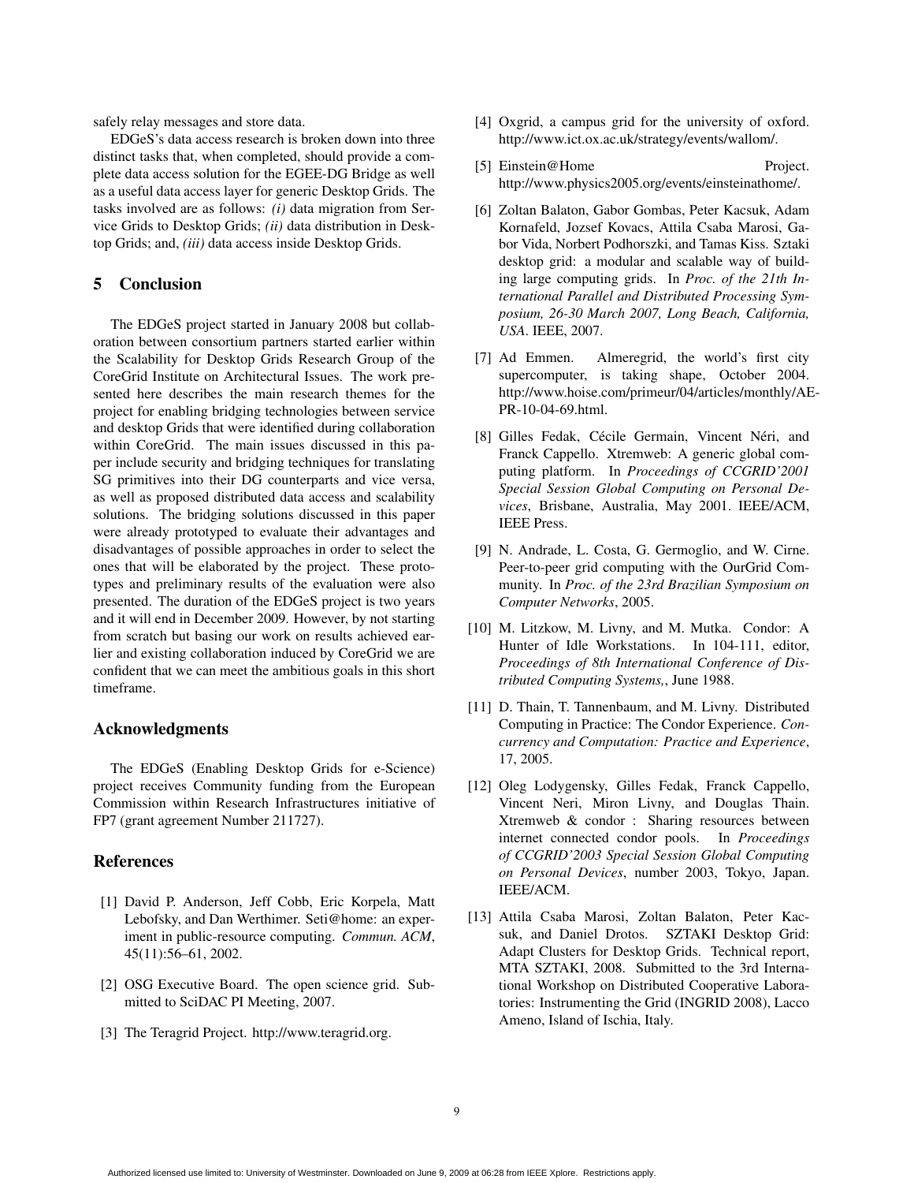safely relay messages and store data.

EDGeS's data access research is broken down into three distinct tasks that, when completed, should provide a complete data access solution for the EGEE-DG Bridge as well as a useful data access layer for generic Desktop Grids. The tasks involved are as follows: *(i)* data migration from Service Grids to Desktop Grids; *(ii)* data distribution in Desktop Grids; and, *(iii)* data access inside Desktop Grids.

## 5 Conclusion

The EDGeS project started in January 2008 but collaboration between consortium partners started earlier within the Scalability for Desktop Grids Research Group of the CoreGrid Institute on Architectural Issues. The work presented here describes the main research themes for the project for enabling bridging technologies between service and desktop Grids that were identified during collaboration within CoreGrid. The main issues discussed in this paper include security and bridging techniques for translating SG primitives into their DG counterparts and vice versa, as well as proposed distributed data access and scalability solutions. The bridging solutions discussed in this paper were already prototyped to evaluate their advantages and disadvantages of possible approaches in order to select the ones that will be elaborated by the project. These prototypes and preliminary results of the evaluation were also presented. The duration of the EDGeS project is two years and it will end in December 2009. However, by not starting from scratch but basing our work on results achieved earlier and existing collaboration induced by CoreGrid we are confident that we can meet the ambitious goals in this short timeframe.

## Acknowledgments

The EDGeS (Enabling Desktop Grids for e-Science) project receives Community funding from the European Commission within Research Infrastructures initiative of FP7 (grant agreement Number 211727).

## References

[1] David P. Anderson, Jeff Cobb, Eric Korpela, Matt Lebofsky, and Dan Werthimer. Seti@home: an experiment in public-resource computing. *Commun. ACM*, 45(11):56–61, 2002.

[2] OSG Executive Board. The open science grid. Submitted to SciDAC PI Meeting, 2007.

[3] The Teragrid Project. http://www.teragrid.org.

[4] Oxgrid, a campus grid for the university of oxford. http://www.ict.ox.ac.uk/strategy/events/wallom/.

[5] Einstein@Home Project. http://www.physics2005.org/events/einsteinathome/.

[6] Zoltan Balaton, Gabor Gombas, Peter Kacsuk, Adam Kornafeld, Jozsef Kovacs, Attila Csaba Marosi, Gabor Vida, Norbert Podhorszki, and Tamas Kiss. Sztaki desktop grid: a modular and scalable way of building large computing grids. In *Proc. of the 21th International Parallel and Distributed Processing Symposium, 26-30 March 2007, Long Beach, California, USA*. IEEE, 2007.

[7] Ad Emmen. Almeregrid, the world's first city supercomputer, is taking shape, October 2004. http://www.hoise.com/primeur/04/articles/monthly/AE-PR-10-04-69.html.

[8] Gilles Fedak, Cécile Germain, Vincent Néri, and Franck Cappello. Xtremweb: A generic global computing platform. In *Proceedings of CCGRID'2001 Special Session Global Computing on Personal Devices*, Brisbane, Australia, May 2001. IEEE/ACM, IEEE Press.

[9] N. Andrade, L. Costa, G. Germoglio, and W. Cirne. Peer-to-peer grid computing with the OurGrid Community. In *Proc. of the 23rd Brazilian Symposium on Computer Networks*, 2005.

[10] M. Litzkow, M. Livny, and M. Mutka. Condor: A Hunter of Idle Workstations. In 104-111, editor, *Proceedings of 8th International Conference of Distributed Computing Systems,*, June 1988.

[11] D. Thain, T. Tannenbaum, and M. Livny. Distributed Computing in Practice: The Condor Experience. *Concurrency and Computation: Practice and Experience*, 17, 2005.

[12] Oleg Lodygensky, Gilles Fedak, Franck Cappello, Vincent Neri, Miron Livny, and Douglas Thain. Xtremweb & condor : Sharing resources between internet connected condor pools. In *Proceedings of CCGRID'2003 Special Session Global Computing on Personal Devices*, number 2003, Tokyo, Japan. IEEE/ACM.

[13] Attila Csaba Marosi, Zoltan Balaton, Peter Kacsuk, and Daniel Drotos. SZTAKI Desktop Grid: Adapt Clusters for Desktop Grids. Technical report, MTA SZTAKI, 2008. Submitted to the 3rd International Workshop on Distributed Cooperative Laboratories: Instrumenting the Grid (INGRID 2008), Lacco Ameno, Island of Ischia, Italy.